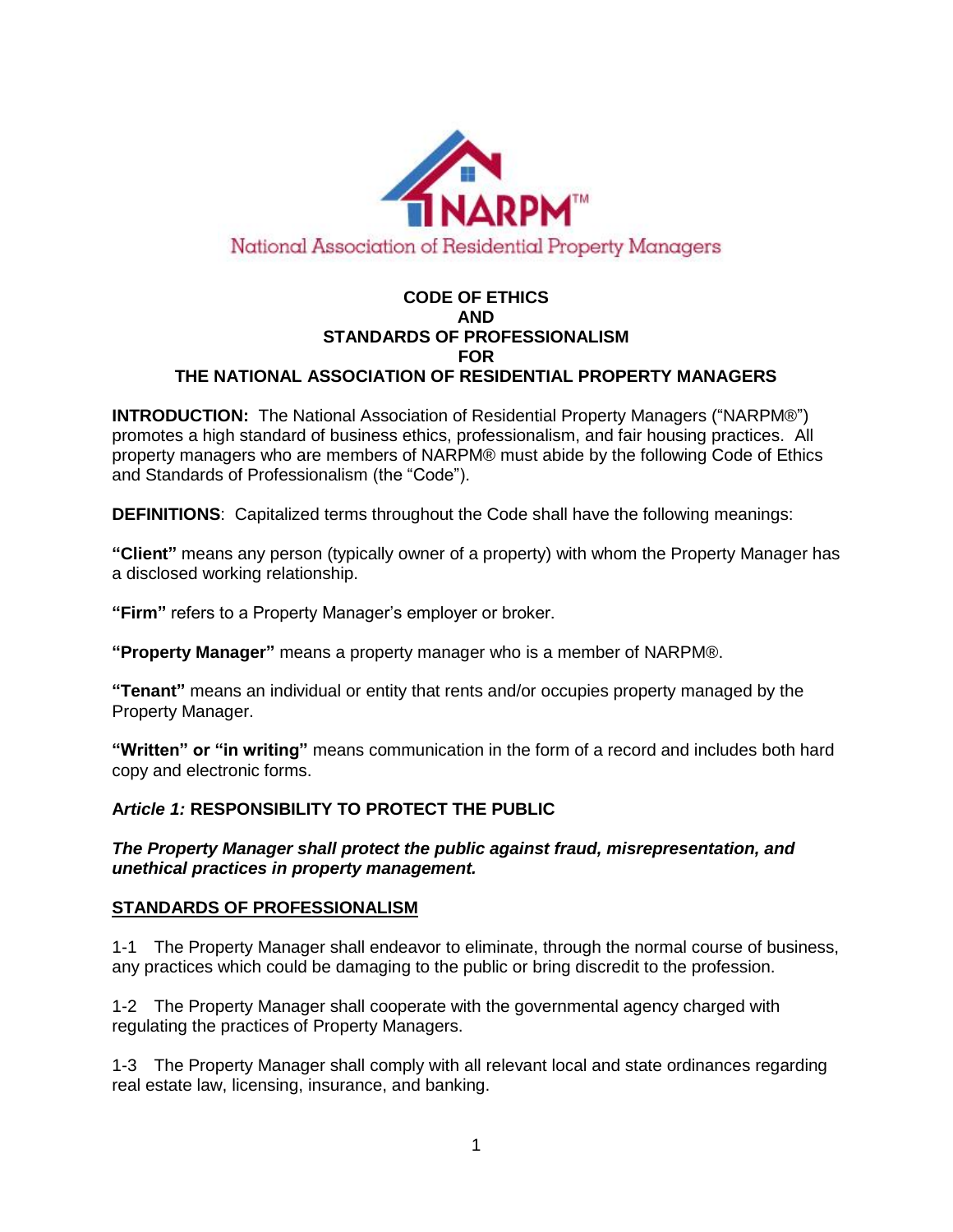NARPM™

National Association of Residential Property Managers

# CODE OF ETHICS AND STANDARDS OF PROFESSIONALISM FOR THE NATIONAL ASSOCIATION OF RESIDENTIAL PROPERTY MANAGERS

**INTRODUCTION:** The National Association of Residential Property Managers ("NARPM®") promotes a high standard of business ethics, professionalism, and fair housing practices. All property managers who are members of NARPM® must abide by the following Code of Ethics and Standards of Professionalism (the "Code").

**DEFINITIONS**: Capitalized terms throughout the Code shall have the following meanings:

**"Client"** means any person (typically owner of a property) with whom the Property Manager has a disclosed working relationship.

**"Firm"** refers to a Property Manager's employer or broker.

**"Property Manager"** means a property manager who is a member of NARPM®.

**"Tenant"** means an individual or entity that rents and/or occupies property managed by the Property Manager.

**"Written" or "in writing"** means communication in the form of a record and includes both hard copy and electronic forms.

## *Article 1:* RESPONSIBILITY TO PROTECT THE PUBLIC

***The Property Manager shall protect the public against fraud, misrepresentation, and unethical practices in property management.***

### STANDARDS OF PROFESSIONALISM

1-1 The Property Manager shall endeavor to eliminate, through the normal course of business, any practices which could be damaging to the public or bring discredit to the profession.

1-2 The Property Manager shall cooperate with the governmental agency charged with regulating the practices of Property Managers.

1-3 The Property Manager shall comply with all relevant local and state ordinances regarding real estate law, licensing, insurance, and banking.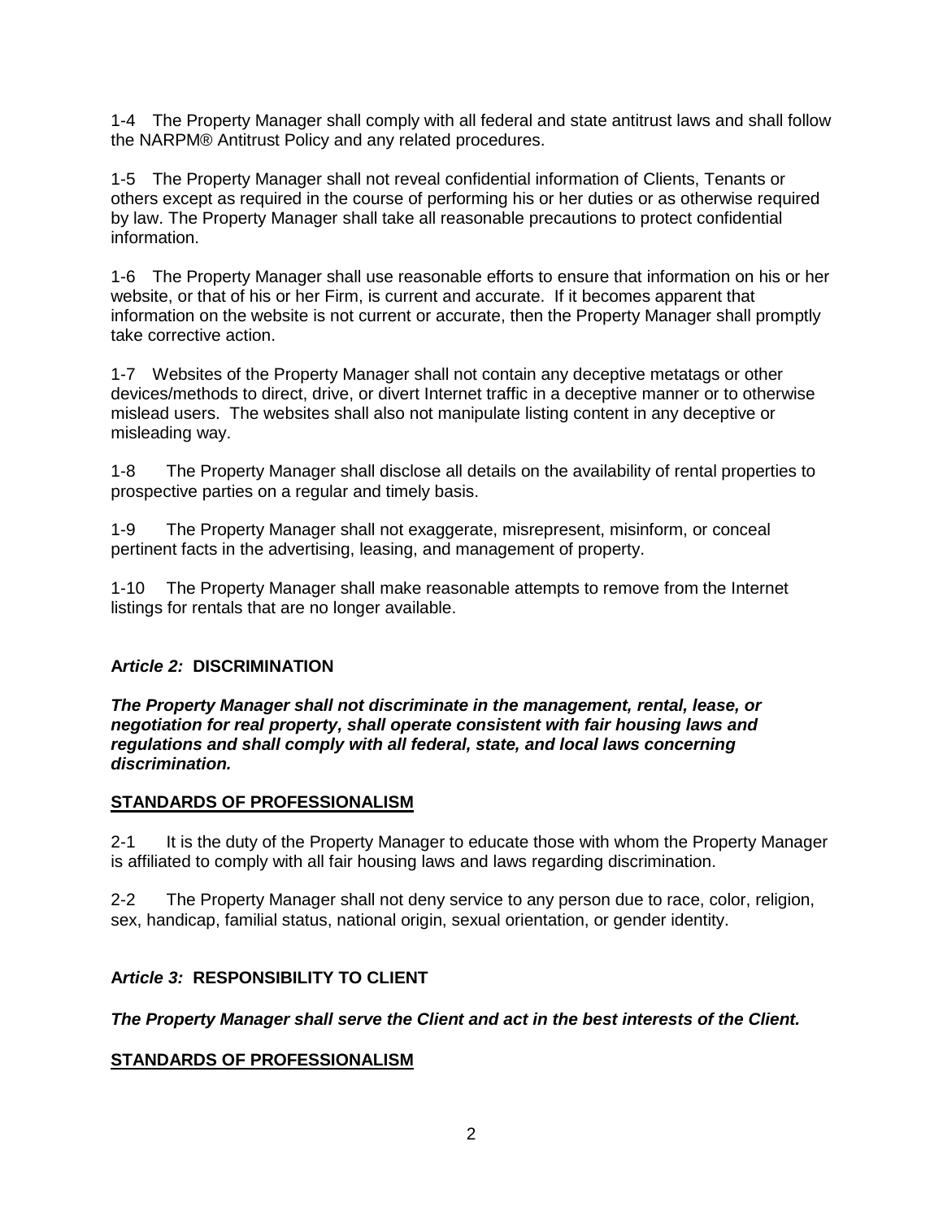1-4 The Property Manager shall comply with all federal and state antitrust laws and shall follow the NARPM® Antitrust Policy and any related procedures.

1-5 The Property Manager shall not reveal confidential information of Clients, Tenants or others except as required in the course of performing his or her duties or as otherwise required by law. The Property Manager shall take all reasonable precautions to protect confidential information.

1-6 The Property Manager shall use reasonable efforts to ensure that information on his or her website, or that of his or her Firm, is current and accurate. If it becomes apparent that information on the website is not current or accurate, then the Property Manager shall promptly take corrective action.

1-7 Websites of the Property Manager shall not contain any deceptive metatags or other devices/methods to direct, drive, or divert Internet traffic in a deceptive manner or to otherwise mislead users. The websites shall also not manipulate listing content in any deceptive or misleading way.

1-8 The Property Manager shall disclose all details on the availability of rental properties to prospective parties on a regular and timely basis.

1-9 The Property Manager shall not exaggerate, misrepresent, misinform, or conceal pertinent facts in the advertising, leasing, and management of property.

1-10 The Property Manager shall make reasonable attempts to remove from the Internet listings for rentals that are no longer available.

## ***Article 2:*** **DISCRIMINATION**

***The Property Manager shall not discriminate in the management, rental, lease, or negotiation for real property, shall operate consistent with fair housing laws and regulations and shall comply with all federal, state, and local laws concerning discrimination.***

### **STANDARDS OF PROFESSIONALISM**

2-1 It is the duty of the Property Manager to educate those with whom the Property Manager is affiliated to comply with all fair housing laws and laws regarding discrimination.

2-2 The Property Manager shall not deny service to any person due to race, color, religion, sex, handicap, familial status, national origin, sexual orientation, or gender identity.

## ***Article 3:*** **RESPONSIBILITY TO CLIENT**

***The Property Manager shall serve the Client and act in the best interests of the Client.***

### **STANDARDS OF PROFESSIONALISM**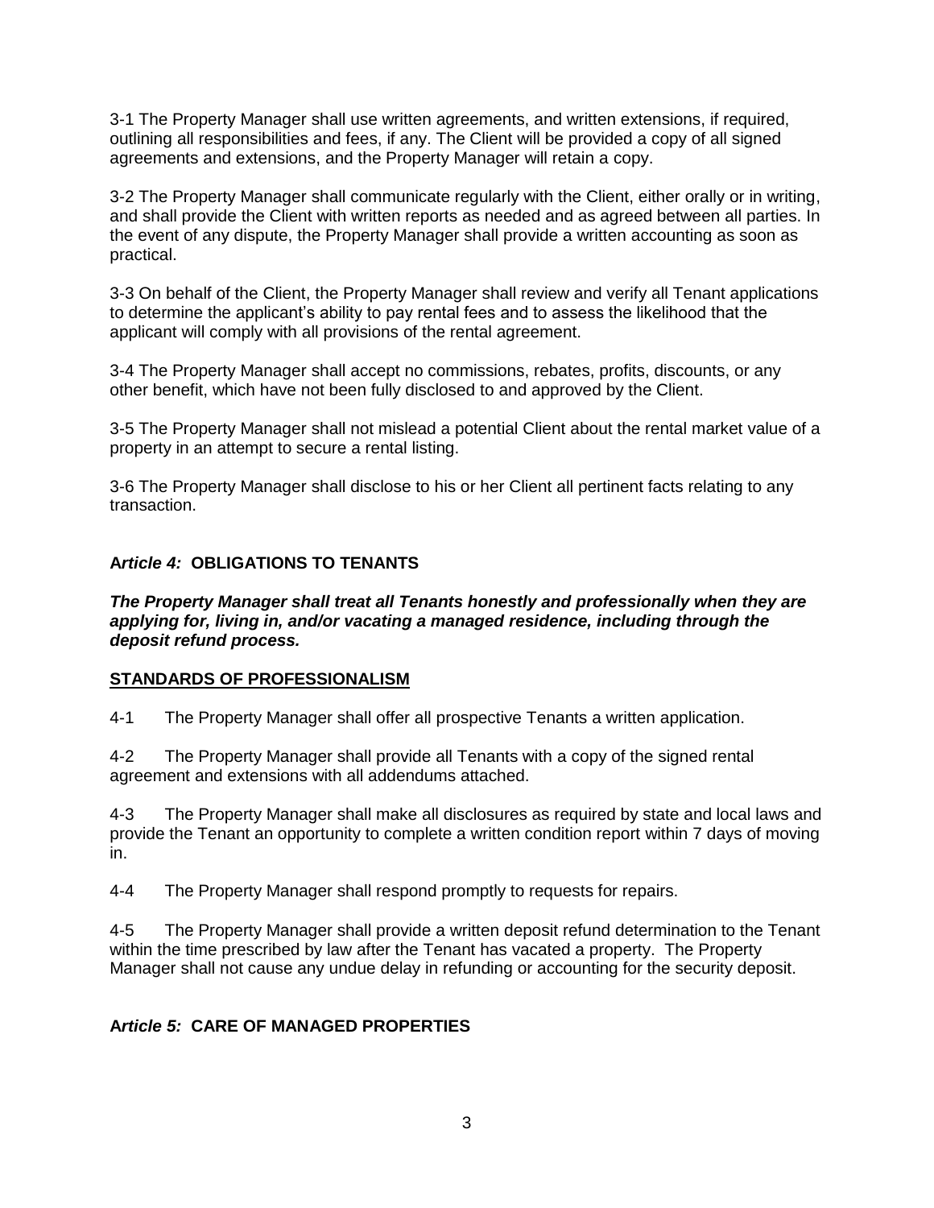3-1 The Property Manager shall use written agreements, and written extensions, if required, outlining all responsibilities and fees, if any. The Client will be provided a copy of all signed agreements and extensions, and the Property Manager will retain a copy.

3-2 The Property Manager shall communicate regularly with the Client, either orally or in writing, and shall provide the Client with written reports as needed and as agreed between all parties. In the event of any dispute, the Property Manager shall provide a written accounting as soon as practical.

3-3 On behalf of the Client, the Property Manager shall review and verify all Tenant applications to determine the applicant's ability to pay rental fees and to assess the likelihood that the applicant will comply with all provisions of the rental agreement.

3-4 The Property Manager shall accept no commissions, rebates, profits, discounts, or any other benefit, which have not been fully disclosed to and approved by the Client.

3-5 The Property Manager shall not mislead a potential Client about the rental market value of a property in an attempt to secure a rental listing.

3-6 The Property Manager shall disclose to his or her Client all pertinent facts relating to any transaction.

## **A*rticle 4:*** **OBLIGATIONS TO TENANTS**

***The Property Manager shall treat all Tenants honestly and professionally when they are applying for, living in, and/or vacating a managed residence, including through the deposit refund process.***

### **STANDARDS OF PROFESSIONALISM**

4-1 The Property Manager shall offer all prospective Tenants a written application.

4-2 The Property Manager shall provide all Tenants with a copy of the signed rental agreement and extensions with all addendums attached.

4-3 The Property Manager shall make all disclosures as required by state and local laws and provide the Tenant an opportunity to complete a written condition report within 7 days of moving in.

4-4 The Property Manager shall respond promptly to requests for repairs.

4-5 The Property Manager shall provide a written deposit refund determination to the Tenant within the time prescribed by law after the Tenant has vacated a property. The Property Manager shall not cause any undue delay in refunding or accounting for the security deposit.

## **A*rticle 5:*** **CARE OF MANAGED PROPERTIES**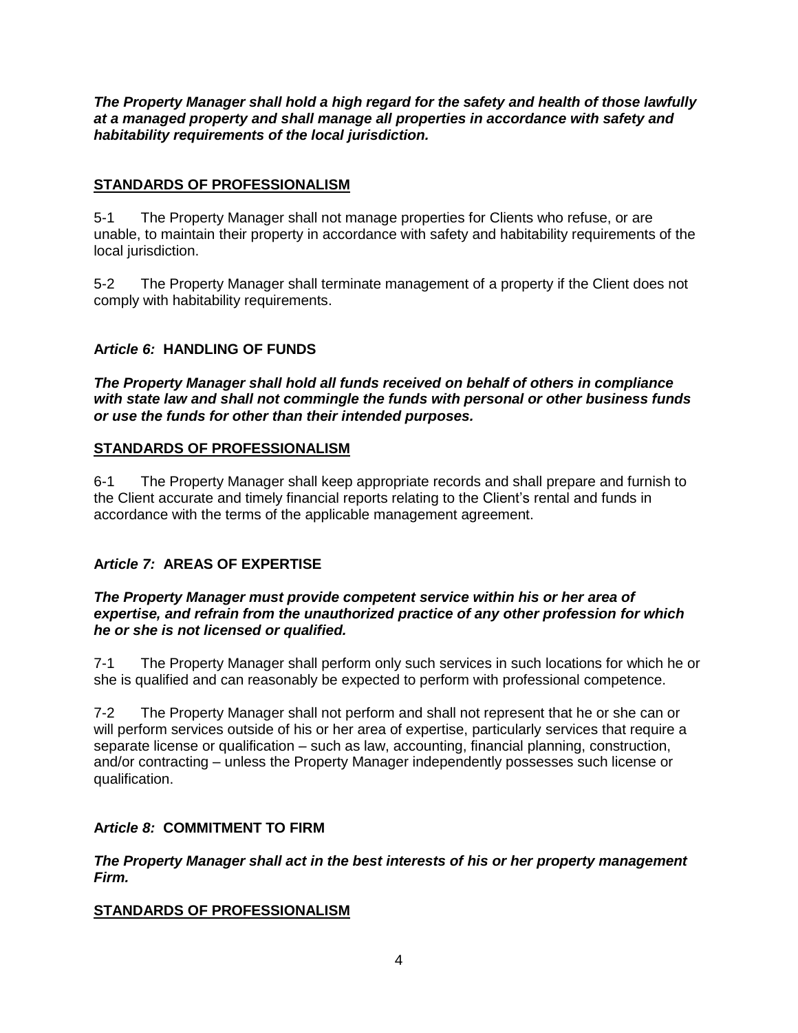***The Property Manager shall hold a high regard for the safety and health of those lawfully at a managed property and shall manage all properties in accordance with safety and habitability requirements of the local jurisdiction.***

**STANDARDS OF PROFESSIONALISM**

5-1 The Property Manager shall not manage properties for Clients who refuse, or are unable, to maintain their property in accordance with safety and habitability requirements of the local jurisdiction.

5-2 The Property Manager shall terminate management of a property if the Client does not comply with habitability requirements.

## A*rticle 6:* HANDLING OF FUNDS

***The Property Manager shall hold all funds received on behalf of others in compliance with state law and shall not commingle the funds with personal or other business funds or use the funds for other than their intended purposes.***

**STANDARDS OF PROFESSIONALISM**

6-1 The Property Manager shall keep appropriate records and shall prepare and furnish to the Client accurate and timely financial reports relating to the Client's rental and funds in accordance with the terms of the applicable management agreement.

## A*rticle 7:* AREAS OF EXPERTISE

***The Property Manager must provide competent service within his or her area of expertise, and refrain from the unauthorized practice of any other profession for which he or she is not licensed or qualified.***

7-1 The Property Manager shall perform only such services in such locations for which he or she is qualified and can reasonably be expected to perform with professional competence.

7-2 The Property Manager shall not perform and shall not represent that he or she can or will perform services outside of his or her area of expertise, particularly services that require a separate license or qualification – such as law, accounting, financial planning, construction, and/or contracting – unless the Property Manager independently possesses such license or qualification.

## A*rticle 8:* COMMITMENT TO FIRM

***The Property Manager shall act in the best interests of his or her property management Firm.***

**STANDARDS OF PROFESSIONALISM**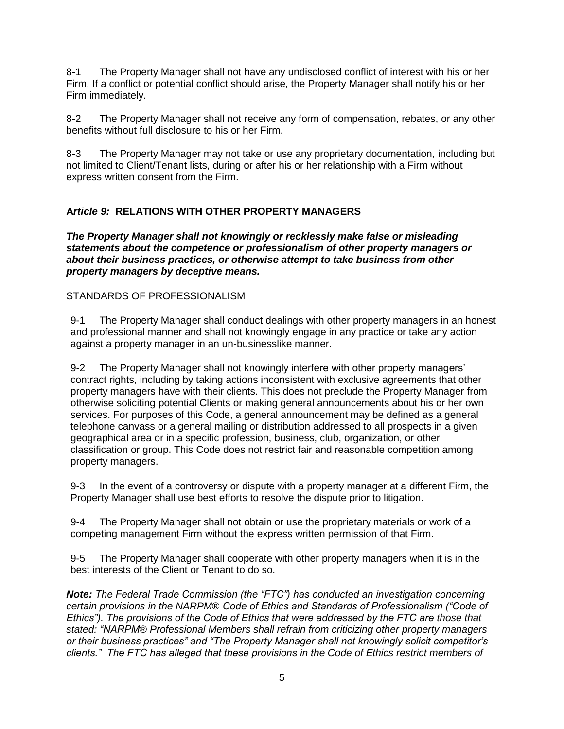8-1 The Property Manager shall not have any undisclosed conflict of interest with his or her Firm. If a conflict or potential conflict should arise, the Property Manager shall notify his or her Firm immediately.

8-2 The Property Manager shall not receive any form of compensation, rebates, or any other benefits without full disclosure to his or her Firm.

8-3 The Property Manager may not take or use any proprietary documentation, including but not limited to Client/Tenant lists, during or after his or her relationship with a Firm without express written consent from the Firm.

## *Article 9:* RELATIONS WITH OTHER PROPERTY MANAGERS

***The Property Manager shall not knowingly or recklessly make false or misleading statements about the competence or professionalism of other property managers or about their business practices, or otherwise attempt to take business from other property managers by deceptive means.***

STANDARDS OF PROFESSIONALISM

9-1 The Property Manager shall conduct dealings with other property managers in an honest and professional manner and shall not knowingly engage in any practice or take any action against a property manager in an un-businesslike manner.

9-2 The Property Manager shall not knowingly interfere with other property managers' contract rights, including by taking actions inconsistent with exclusive agreements that other property managers have with their clients. This does not preclude the Property Manager from otherwise soliciting potential Clients or making general announcements about his or her own services. For purposes of this Code, a general announcement may be defined as a general telephone canvass or a general mailing or distribution addressed to all prospects in a given geographical area or in a specific profession, business, club, organization, or other classification or group. This Code does not restrict fair and reasonable competition among property managers.

9-3 In the event of a controversy or dispute with a property manager at a different Firm, the Property Manager shall use best efforts to resolve the dispute prior to litigation.

9-4 The Property Manager shall not obtain or use the proprietary materials or work of a competing management Firm without the express written permission of that Firm.

9-5 The Property Manager shall cooperate with other property managers when it is in the best interests of the Client or Tenant to do so.

***Note:*** *The Federal Trade Commission (the "FTC") has conducted an investigation concerning certain provisions in the NARPM® Code of Ethics and Standards of Professionalism ("Code of Ethics"). The provisions of the Code of Ethics that were addressed by the FTC are those that stated: "NARPM® Professional Members shall refrain from criticizing other property managers or their business practices" and "The Property Manager shall not knowingly solicit competitor's clients." The FTC has alleged that these provisions in the Code of Ethics restrict members of*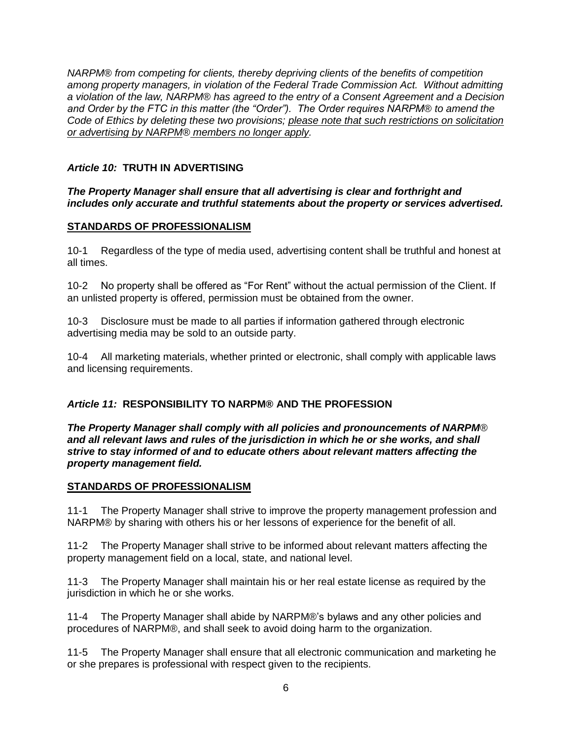*NARPM® from competing for clients, thereby depriving clients of the benefits of competition among property managers, in violation of the Federal Trade Commission Act. Without admitting a violation of the law, NARPM® has agreed to the entry of a Consent Agreement and a Decision and Order by the FTC in this matter (the "Order"). The Order requires NARPM® to amend the Code of Ethics by deleting these two provisions; <u>please note that such restrictions on solicitation or advertising by NARPM® members no longer apply</u>.*

## *Article 10:* **TRUTH IN ADVERTISING**

***The Property Manager shall ensure that all advertising is clear and forthright and includes only accurate and truthful statements about the property or services advertised.***

### <u>**STANDARDS OF PROFESSIONALISM**</u>

10-1 Regardless of the type of media used, advertising content shall be truthful and honest at all times.

10-2 No property shall be offered as "For Rent" without the actual permission of the Client. If an unlisted property is offered, permission must be obtained from the owner.

10-3 Disclosure must be made to all parties if information gathered through electronic advertising media may be sold to an outside party.

10-4 All marketing materials, whether printed or electronic, shall comply with applicable laws and licensing requirements.

## *Article 11:* **RESPONSIBILITY TO NARPM® AND THE PROFESSION**

***The Property Manager shall comply with all policies and pronouncements of NARPM® and all relevant laws and rules of the jurisdiction in which he or she works, and shall strive to stay informed of and to educate others about relevant matters affecting the property management field.***

### <u>**STANDARDS OF PROFESSIONALISM**</u>

11-1 The Property Manager shall strive to improve the property management profession and NARPM® by sharing with others his or her lessons of experience for the benefit of all.

11-2 The Property Manager shall strive to be informed about relevant matters affecting the property management field on a local, state, and national level.

11-3 The Property Manager shall maintain his or her real estate license as required by the jurisdiction in which he or she works.

11-4 The Property Manager shall abide by NARPM®'s bylaws and any other policies and procedures of NARPM®, and shall seek to avoid doing harm to the organization.

11-5 The Property Manager shall ensure that all electronic communication and marketing he or she prepares is professional with respect given to the recipients.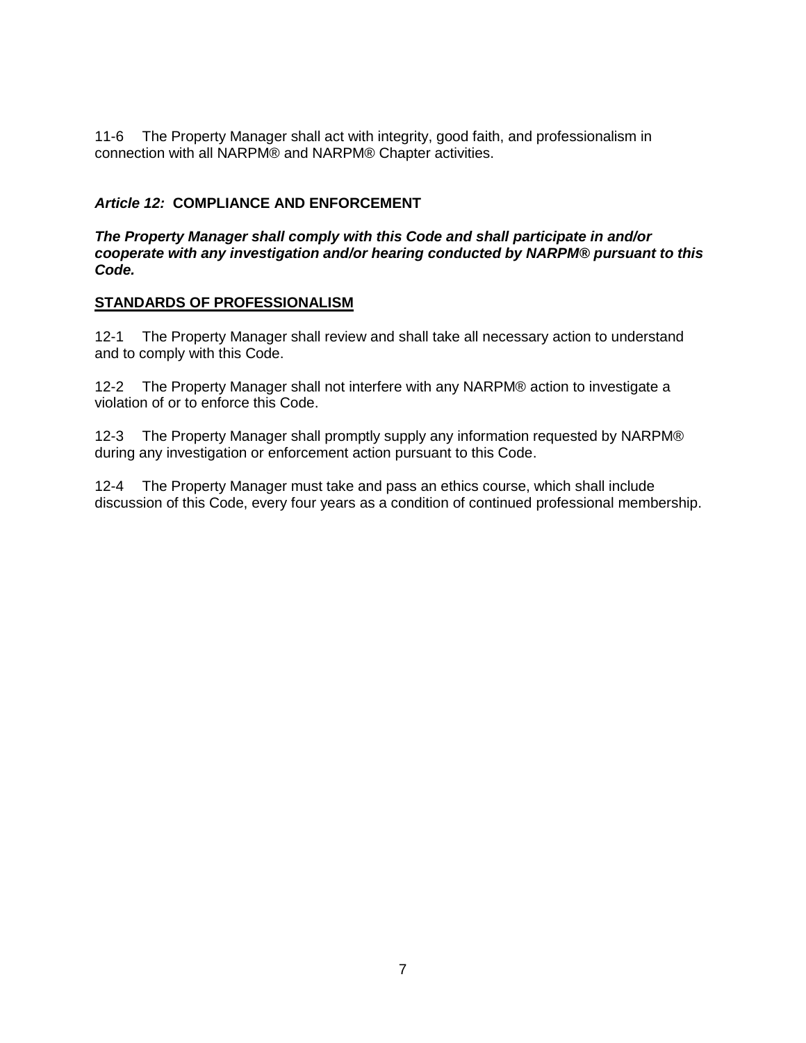11-6 The Property Manager shall act with integrity, good faith, and professionalism in connection with all NARPM® and NARPM® Chapter activities.

### *Article 12:* COMPLIANCE AND ENFORCEMENT

***The Property Manager shall comply with this Code and shall participate in and/or cooperate with any investigation and/or hearing conducted by NARPM® pursuant to this Code.***

**STANDARDS OF PROFESSIONALISM**

12-1 The Property Manager shall review and shall take all necessary action to understand and to comply with this Code.

12-2 The Property Manager shall not interfere with any NARPM® action to investigate a violation of or to enforce this Code.

12-3 The Property Manager shall promptly supply any information requested by NARPM® during any investigation or enforcement action pursuant to this Code.

12-4 The Property Manager must take and pass an ethics course, which shall include discussion of this Code, every four years as a condition of continued professional membership.